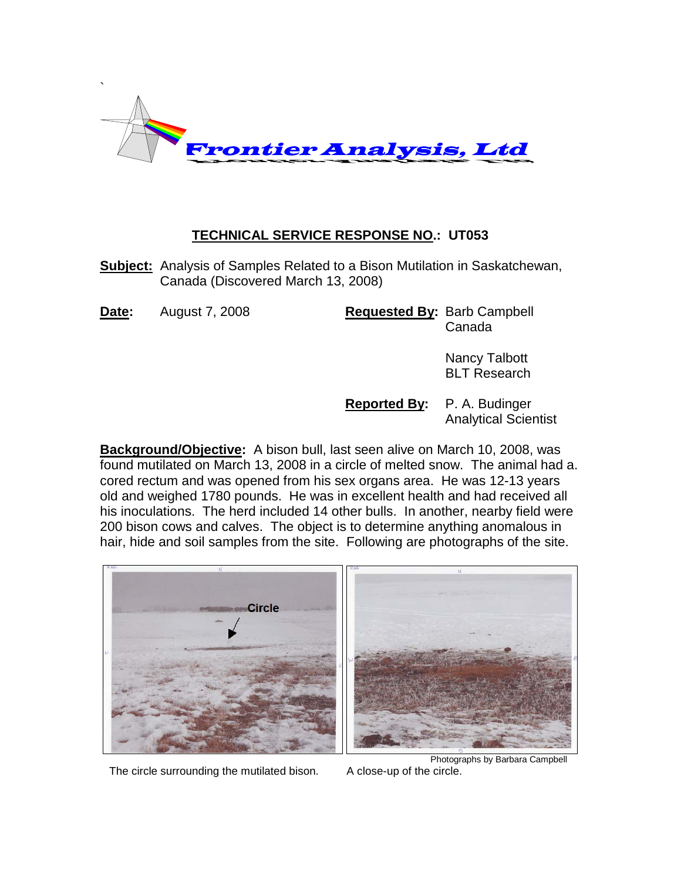Frontier Analysis, Ltd

## TECHNICAL SERVICE RESPONSE NO.: UT053

**Subject:** Analysis of Samples Related to a Bison Mutilation in Saskatchewan, Canada (Discovered March 13, 2008)

**Date:** August 7, 2008

**Requested By:** Barb Campbell
Canada

Nancy Talbott
BLT Research

**Reported By:** P. A. Budinger
Analytical Scientist

**Background/Objective:** A bison bull, last seen alive on March 10, 2008, was found mutilated on March 13, 2008 in a circle of melted snow. The animal had a. cored rectum and was opened from his sex organs area. He was 12-13 years old and weighed 1780 pounds. He was in excellent health and had received all his inoculations. The herd included 14 other bulls. In another, nearby field were 200 bison cows and calves. The object is to determine anything anomalous in hair, hide and soil samples from the site. Following are photographs of the site.

Circle

Photographs by Barbara Campbell

The circle surrounding the mutilated bison.

A close-up of the circle.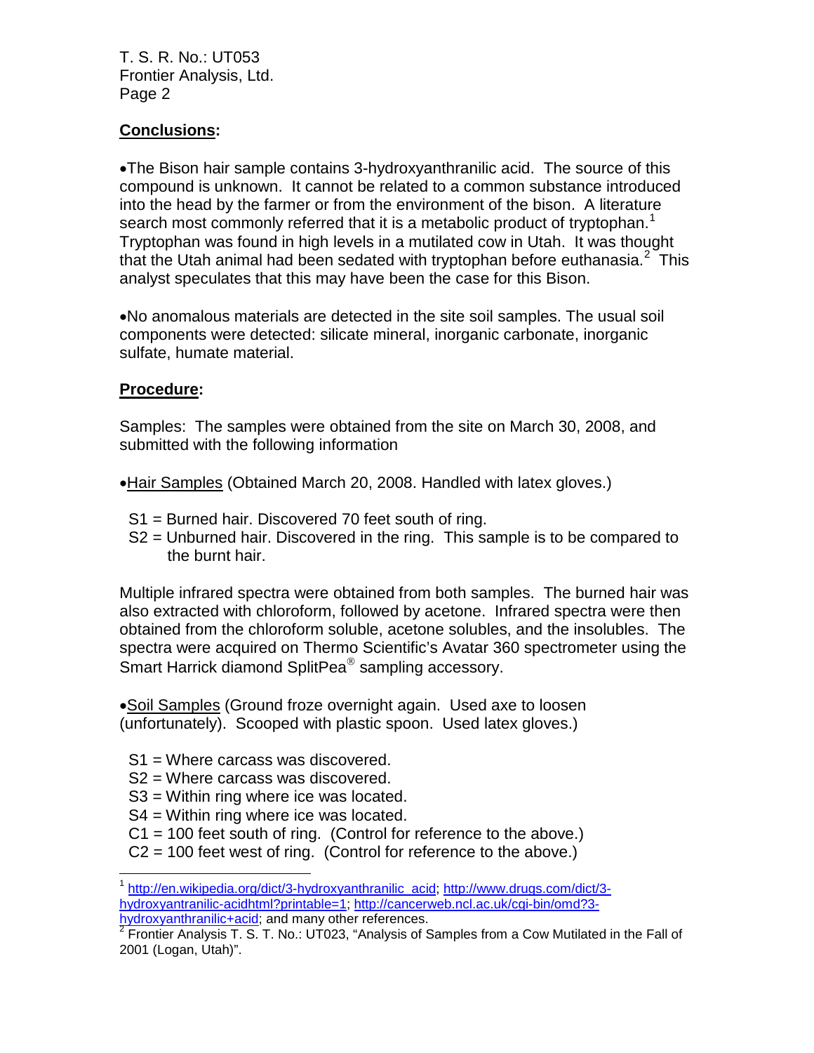## Conclusions:

- The Bison hair sample contains 3-hydroxyanthranilic acid. The source of this compound is unknown. It cannot be related to a common substance introduced into the head by the farmer or from the environment of the bison. A literature search most commonly referred that it is a metabolic product of tryptophan.[1] Tryptophan was found in high levels in a mutilated cow in Utah. It was thought that the Utah animal had been sedated with tryptophan before euthanasia.[2] This analyst speculates that this may have been the case for this Bison.

- No anomalous materials are detected in the site soil samples. The usual soil components were detected: silicate mineral, inorganic carbonate, inorganic sulfate, humate material.

## Procedure:

Samples: The samples were obtained from the site on March 30, 2008, and submitted with the following information

- Hair Samples (Obtained March 20, 2008. Handled with latex gloves.)

  S1 = Burned hair. Discovered 70 feet south of ring.
  S2 = Unburned hair. Discovered in the ring. This sample is to be compared to the burnt hair.

Multiple infrared spectra were obtained from both samples. The burned hair was also extracted with chloroform, followed by acetone. Infrared spectra were then obtained from the chloroform soluble, acetone solubles, and the insolubles. The spectra were acquired on Thermo Scientific's Avatar 360 spectrometer using the Smart Harrick diamond SplitPea® sampling accessory.

- Soil Samples (Ground froze overnight again. Used axe to loosen (unfortunately). Scooped with plastic spoon. Used latex gloves.)

  S1 = Where carcass was discovered.
  S2 = Where carcass was discovered.
  S3 = Within ring where ice was located.
  S4 = Within ring where ice was located.
  C1 = 100 feet south of ring. (Control for reference to the above.)
  C2 = 100 feet west of ring. (Control for reference to the above.)

---

[1] http://en.wikipedia.org/dict/3-hydroxyanthranilic_acid; http://www.drugs.com/dict/3-hydroxyantranilic-acidhtml?printable=1; http://cancerweb.ncl.ac.uk/cgi-bin/omd?3-hydroxyanthranilic+acid; and many other references.

[2] Frontier Analysis T. S. T. No.: UT023, "Analysis of Samples from a Cow Mutilated in the Fall of 2001 (Logan, Utah)".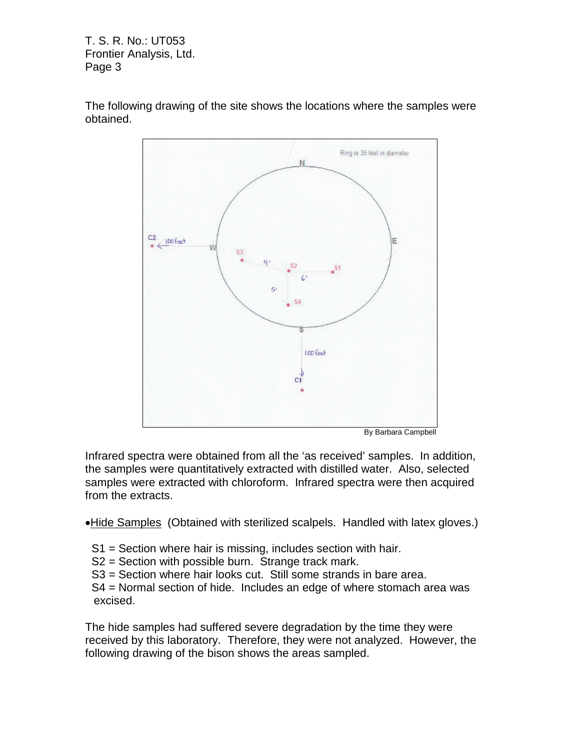The following drawing of the site shows the locations where the samples were obtained.

By Barbara Campbell

Infrared spectra were obtained from all the ‘as received’ samples. In addition, the samples were quantitatively extracted with distilled water. Also, selected samples were extracted with chloroform. Infrared spectra were then acquired from the extracts.

- Hide Samples (Obtained with sterilized scalpels. Handled with latex gloves.)

  S1 = Section where hair is missing, includes section with hair.
  S2 = Section with possible burn. Strange track mark.
  S3 = Section where hair looks cut. Still some strands in bare area.
  S4 = Normal section of hide. Includes an edge of where stomach area was excised.

The hide samples had suffered severe degradation by the time they were received by this laboratory. Therefore, they were not analyzed. However, the following drawing of the bison shows the areas sampled.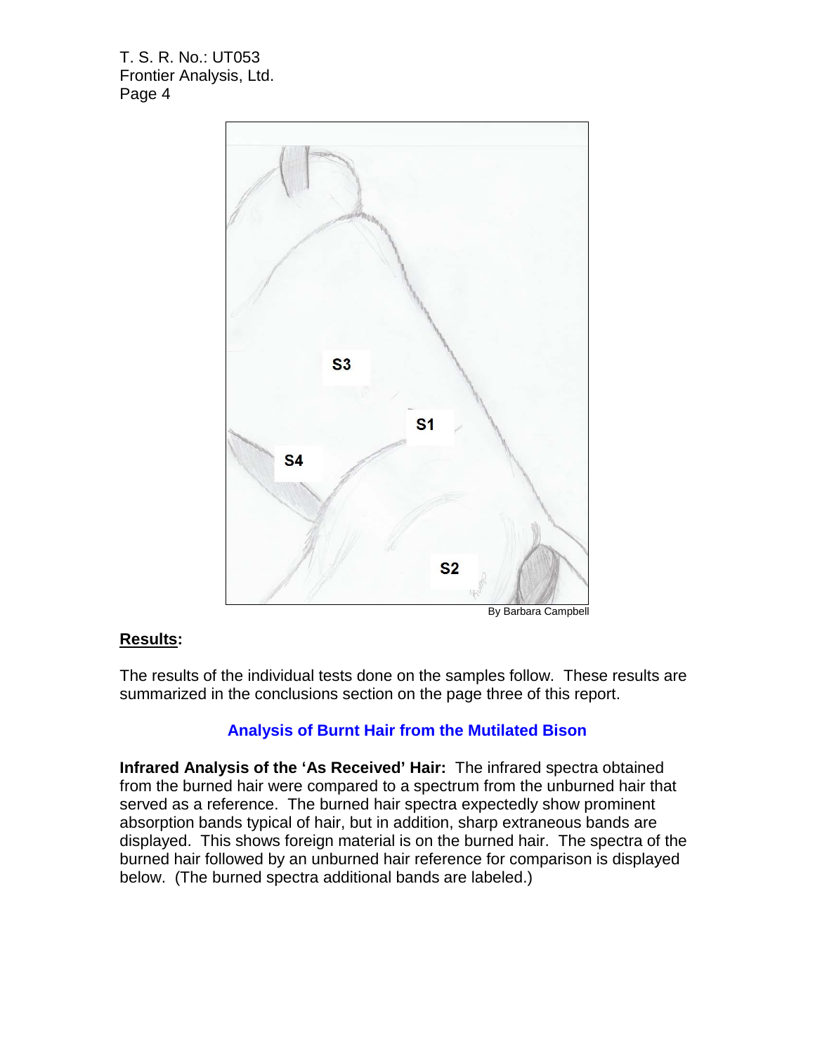S3

S1

S4

S2

By Barbara Campbell

## **Results**:

The results of the individual tests done on the samples follow. These results are summarized in the conclusions section on the page three of this report.

### Analysis of Burnt Hair from the Mutilated Bison

**Infrared Analysis of the 'As Received' Hair:** The infrared spectra obtained from the burned hair were compared to a spectrum from the unburned hair that served as a reference. The burned hair spectra expectedly show prominent absorption bands typical of hair, but in addition, sharp extraneous bands are displayed. This shows foreign material is on the burned hair. The spectra of the burned hair followed by an unburned hair reference for comparison is displayed below. (The burned spectra additional bands are labeled.)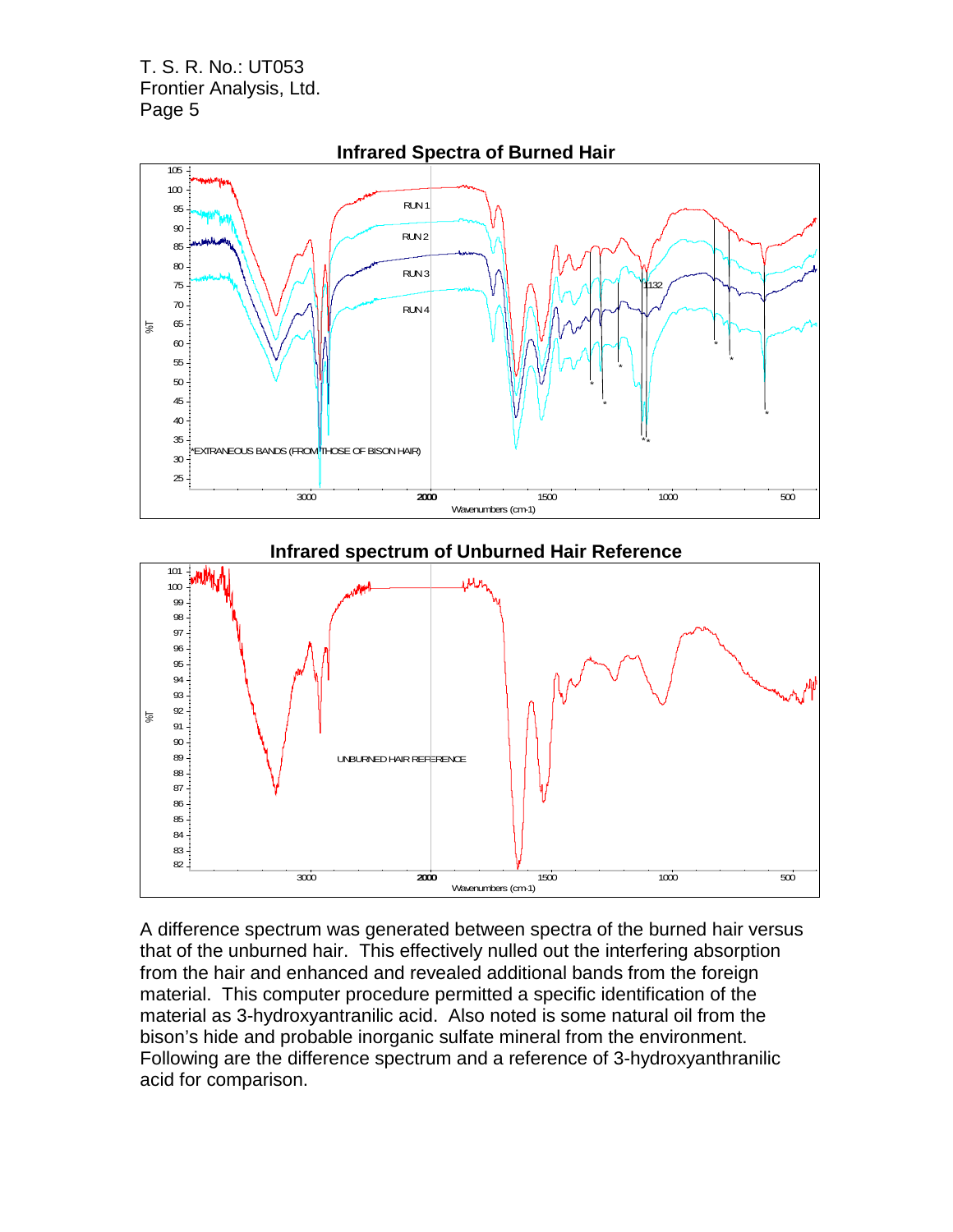**Infrared Spectra of Burned Hair**

**Infrared spectrum of Unburned Hair Reference**

A difference spectrum was generated between spectra of the burned hair versus that of the unburned hair. This effectively nulled out the interfering absorption from the hair and enhanced and revealed additional bands from the foreign material. This computer procedure permitted a specific identification of the material as 3-hydroxyantranilic acid. Also noted is some natural oil from the bison's hide and probable inorganic sulfate mineral from the environment. Following are the difference spectrum and a reference of 3-hydroxyanthranilic acid for comparison.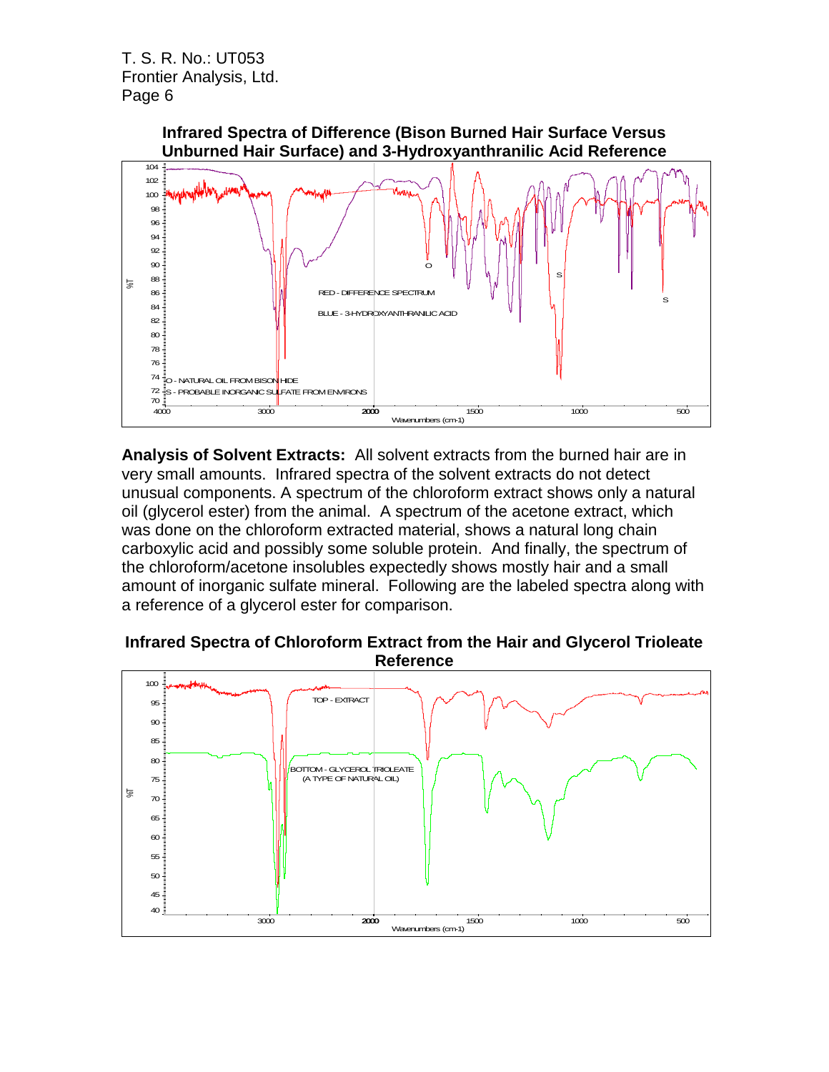**Infrared Spectra of Difference (Bison Burned Hair Surface Versus Unburned Hair Surface) and 3-Hydroxyanthranilic Acid Reference**

**Analysis of Solvent Extracts:** All solvent extracts from the burned hair are in very small amounts. Infrared spectra of the solvent extracts do not detect unusual components. A spectrum of the chloroform extract shows only a natural oil (glycerol ester) from the animal. A spectrum of the acetone extract, which was done on the chloroform extracted material, shows a natural long chain carboxylic acid and possibly some soluble protein. And finally, the spectrum of the chloroform/acetone insolubles expectedly shows mostly hair and a small amount of inorganic sulfate mineral. Following are the labeled spectra along with a reference of a glycerol ester for comparison.

**Infrared Spectra of Chloroform Extract from the Hair and Glycerol Trioleate Reference**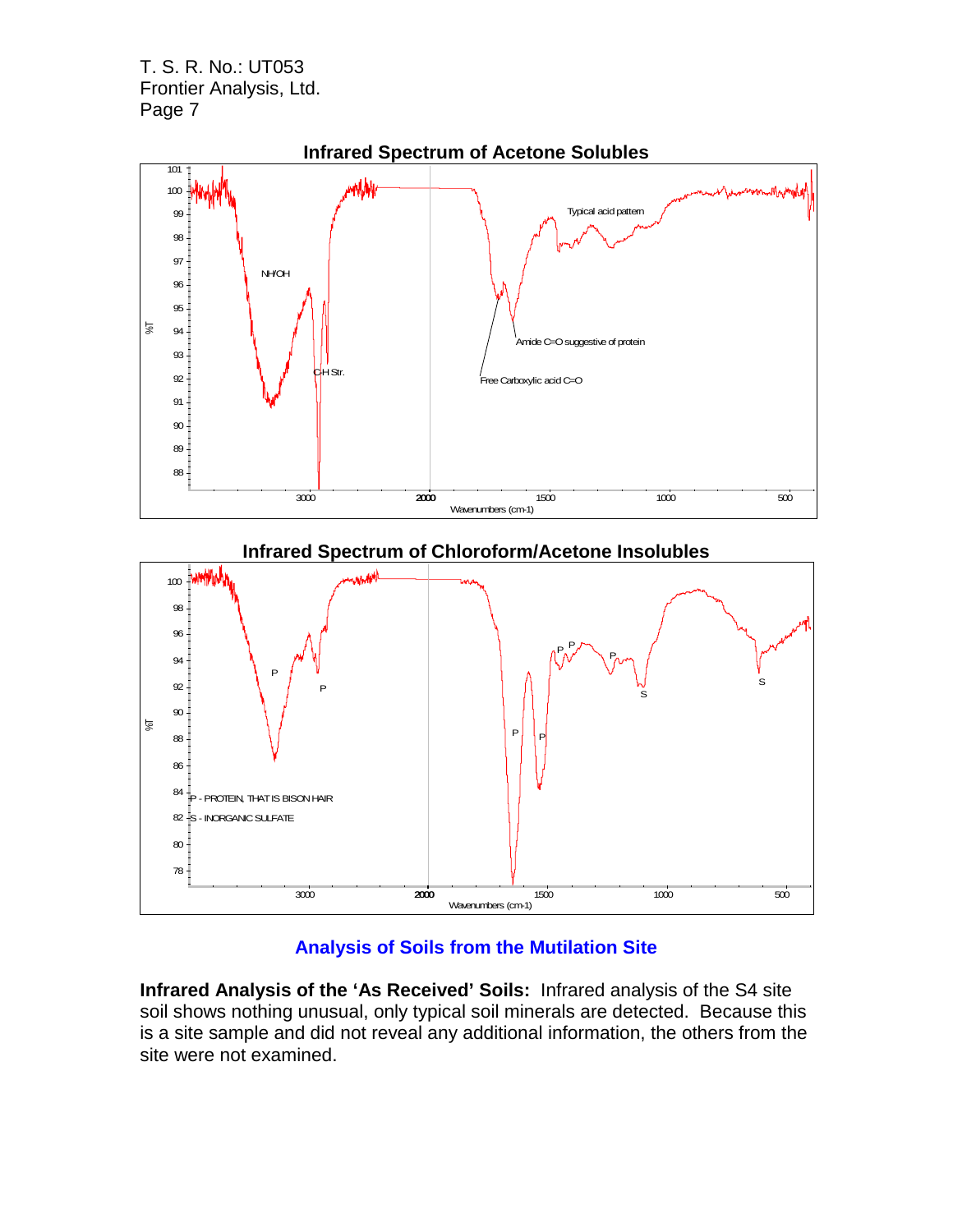**Infrared Spectrum of Acetone Solubles**

**Infrared Spectrum of Chloroform/Acetone Insolubles**

## Analysis of Soils from the Mutilation Site

**Infrared Analysis of the 'As Received' Soils:** Infrared analysis of the S4 site soil shows nothing unusual, only typical soil minerals are detected. Because this is a site sample and did not reveal any additional information, the others from the site were not examined.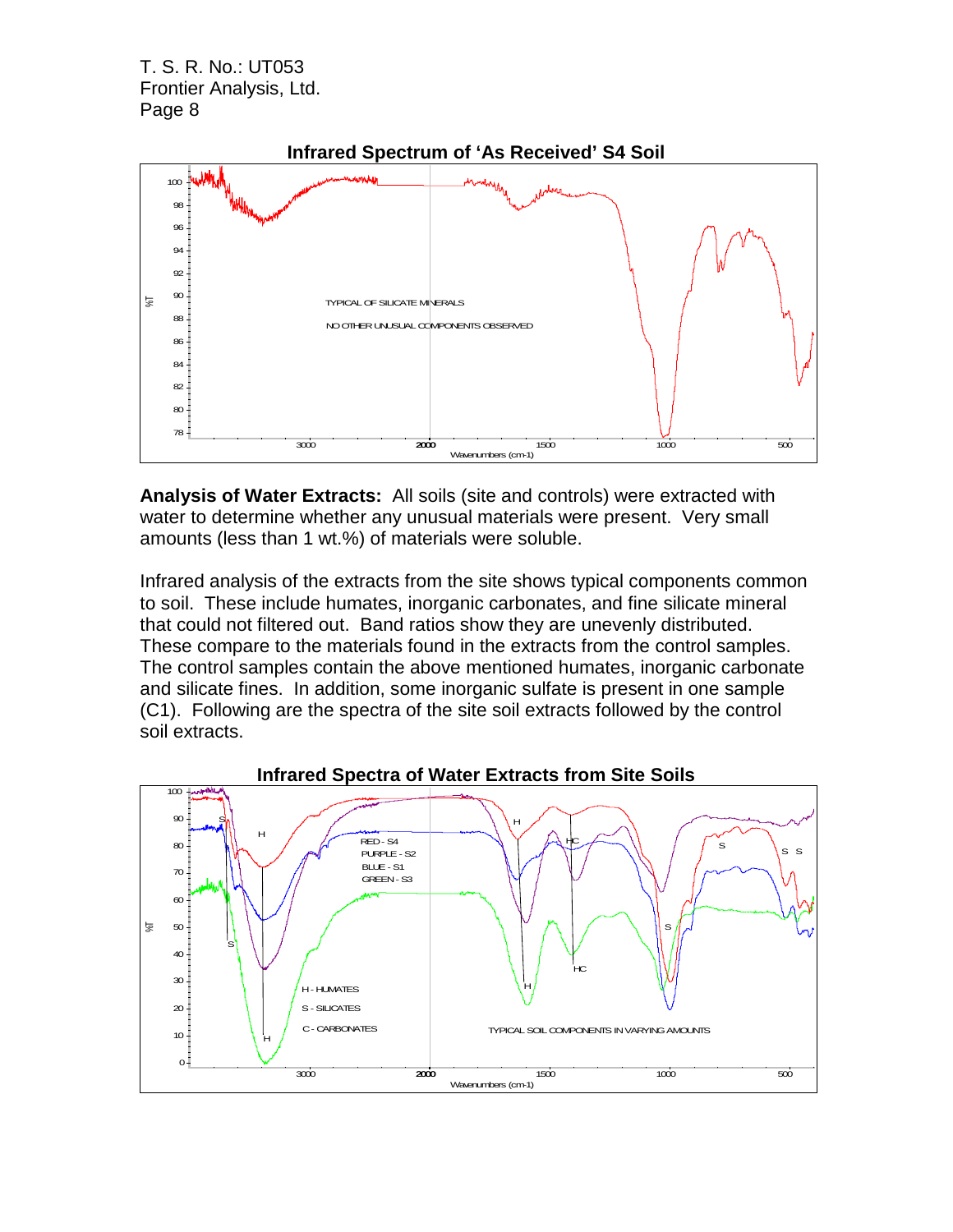**Infrared Spectrum of 'As Received' S4 Soil**

TYPICAL OF SILICATE MINERALS

NO OTHER UNUSUAL COMPONENTS OBSERVED

**Analysis of Water Extracts:** All soils (site and controls) were extracted with water to determine whether any unusual materials were present. Very small amounts (less than 1 wt.%) of materials were soluble.

Infrared analysis of the extracts from the site shows typical components common to soil. These include humates, inorganic carbonates, and fine silicate mineral that could not filtered out. Band ratios show they are unevenly distributed. These compare to the materials found in the extracts from the control samples. The control samples contain the above mentioned humates, inorganic carbonate and silicate fines. In addition, some inorganic sulfate is present in one sample (C1). Following are the spectra of the site soil extracts followed by the control soil extracts.

**Infrared Spectra of Water Extracts from Site Soils**

RED - S4
PURPLE - S2
BLUE - S1
GREEN - S3

H - HUMATES
S - SILICATES
C - CARBONATES

TYPICAL SOIL COMPONENTS IN VARYING AMOUNTS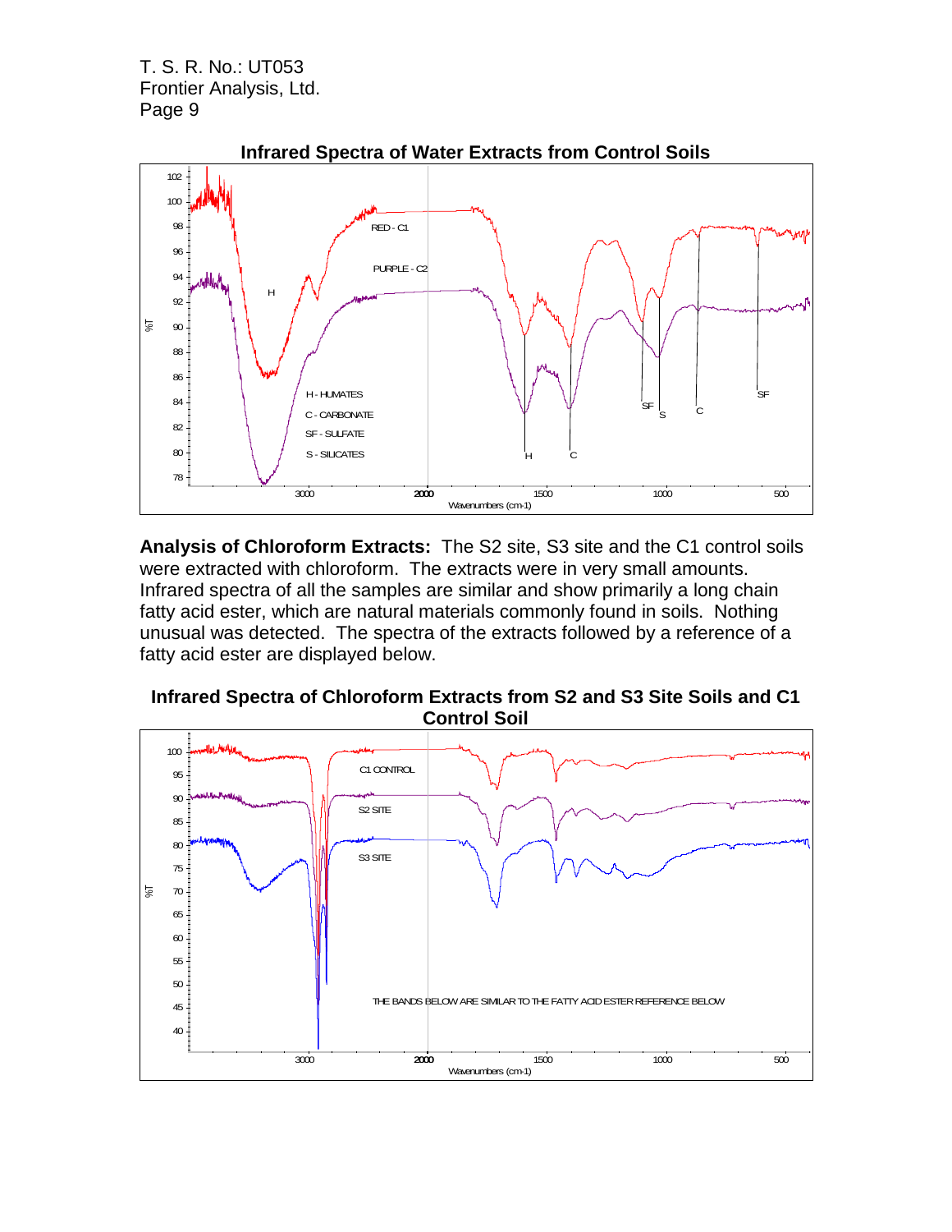**Infrared Spectra of Water Extracts from Control Soils**

**Analysis of Chloroform Extracts:** The S2 site, S3 site and the C1 control soils were extracted with chloroform. The extracts were in very small amounts. Infrared spectra of all the samples are similar and show primarily a long chain fatty acid ester, which are natural materials commonly found in soils. Nothing unusual was detected. The spectra of the extracts followed by a reference of a fatty acid ester are displayed below.

**Infrared Spectra of Chloroform Extracts from S2 and S3 Site Soils and C1 Control Soil**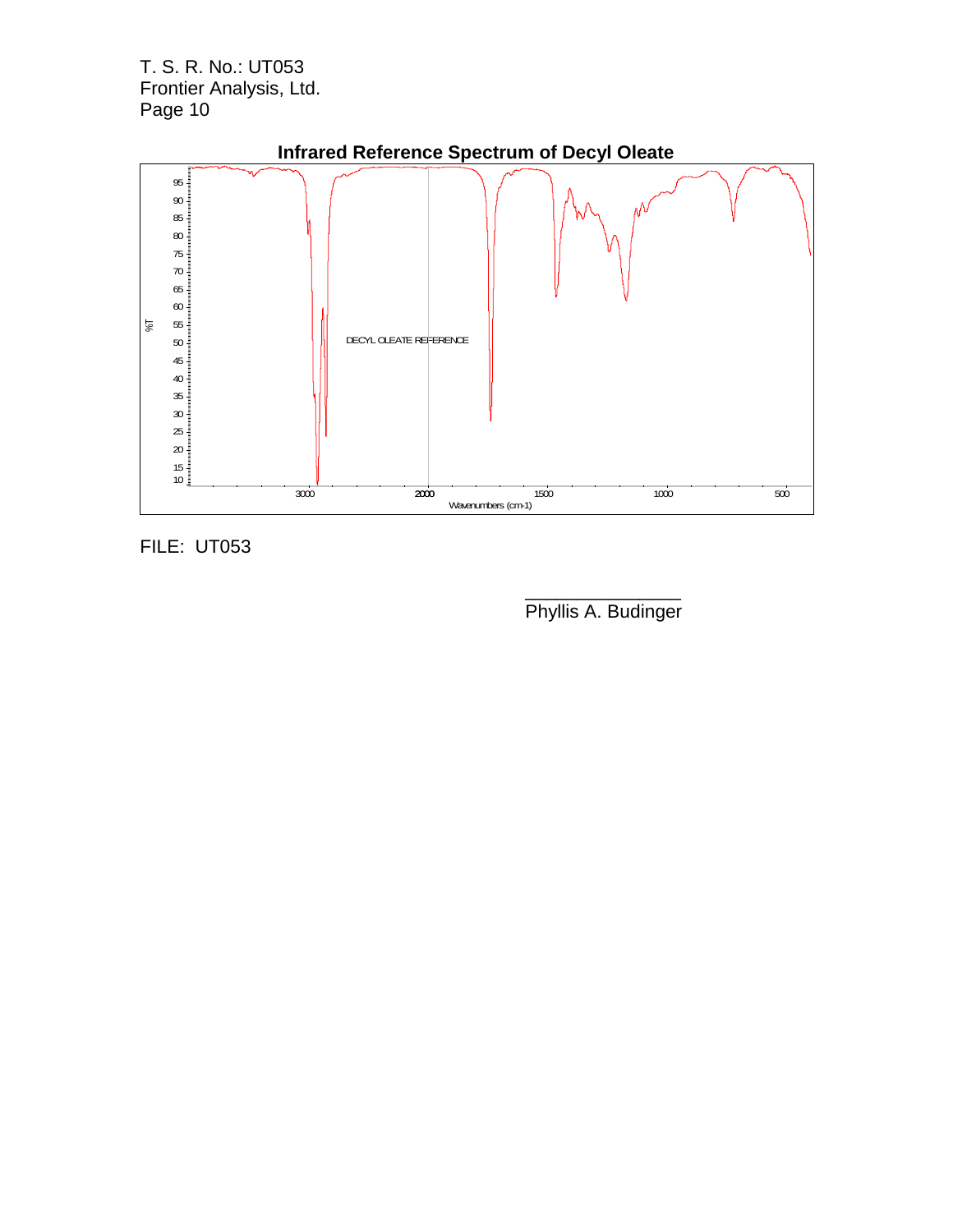T. S. R. No.: UT053
Frontier Analysis, Ltd.

**Infrared Reference Spectrum of Decyl Oleate**

%T

95
90
85
80
75
70
65
60
55
50
45
40
35
30
25
20
15
10

DECYL OLEATE REFERENCE

3000
2000
1500
1000
500

Wavenumbers (cm-1)

FILE: UT053

Phyllis A. Budinger